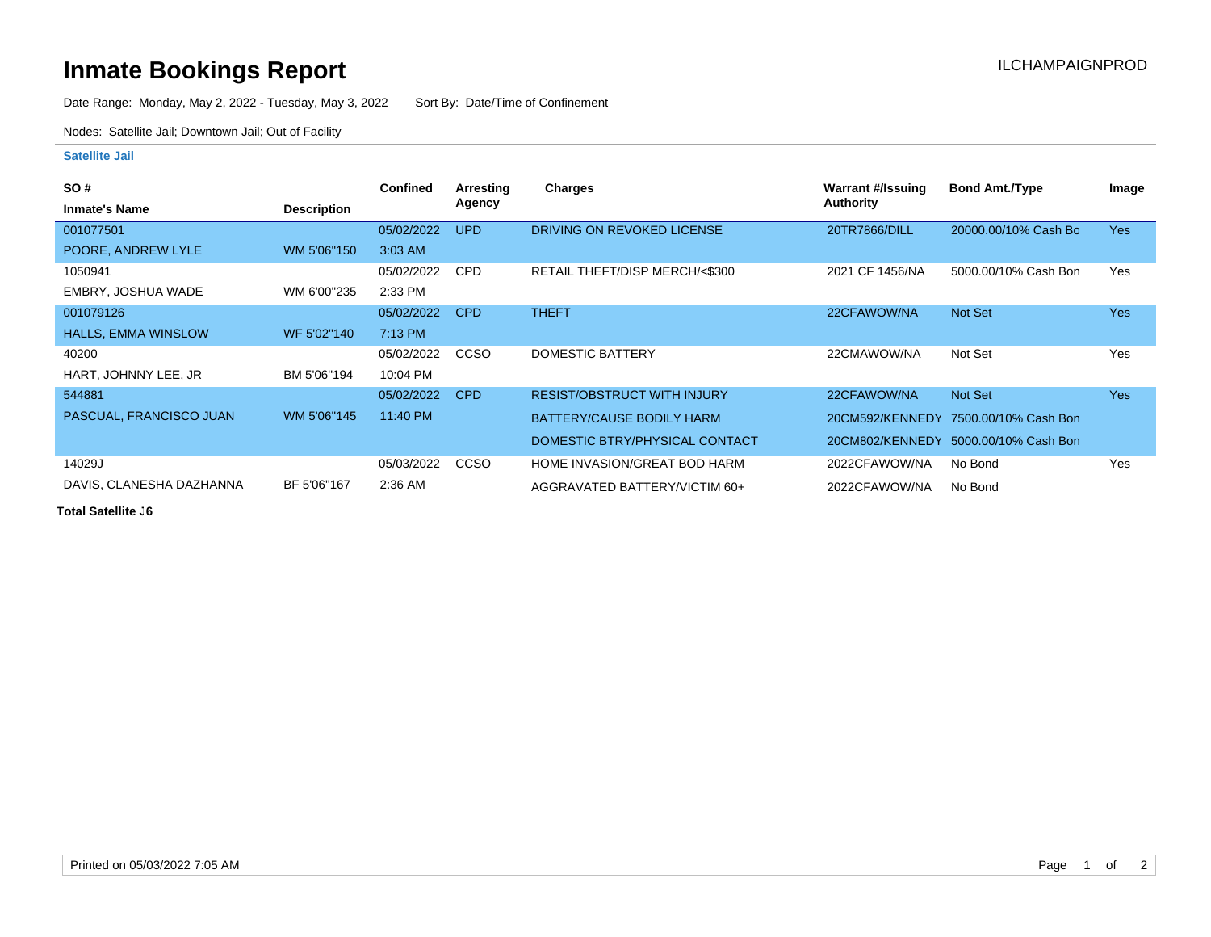# Inmate Bookings Report

ILCHAMPAIGNPROD

Date Range: Monday, May 2, 2022 - Tuesday, May 3, 2022 Sort By: Date/Time of Confinement

Nodes: Satellite Jail; Downtown Jail; Out of Facility

## Satellite Jail

| SO # / Inmate's Name | Description | Confined | Arresting Agency | Charges | Warrant #/Issuing Authority | Bond Amt./Type | Image |
|---|---|---|---|---|---|---|---|
| 001077501 | | 05/02/2022 | UPD | DRIVING ON REVOKED LICENSE | 20TR7866/DILL | 20000.00/10% Cash Bo | Yes |
| POORE, ANDREW LYLE | WM 5'06"150 | 3:03 AM | | | | | |
| 1050941 | | 05/02/2022 | CPD | RETAIL THEFT/DISP MERCH/<$300 | 2021 CF 1456/NA | 5000.00/10% Cash Bon | Yes |
| EMBRY, JOSHUA WADE | WM 6'00"235 | 2:33 PM | | | | | |
| 001079126 | | 05/02/2022 | CPD | THEFT | 22CFAWOW/NA | Not Set | Yes |
| HALLS, EMMA WINSLOW | WF 5'02"140 | 7:13 PM | | | | | |
| 40200 | | 05/02/2022 | CCSO | DOMESTIC BATTERY | 22CMAWOW/NA | Not Set | Yes |
| HART, JOHNNY LEE, JR | BM 5'06"194 | 10:04 PM | | | | | |
| 544881 | | 05/02/2022 | CPD | RESIST/OBSTRUCT WITH INJURY | 22CFAWOW/NA | Not Set | Yes |
| PASCUAL, FRANCISCO JUAN | WM 5'06"145 | 11:40 PM | | BATTERY/CAUSE BODILY HARM | 20CM592/KENNEDY | 7500.00/10% Cash Bon | |
| | | | | DOMESTIC BTRY/PHYSICAL CONTACT | 20CM802/KENNEDY | 5000.00/10% Cash Bon | |
| 14029J | | 05/03/2022 | CCSO | HOME INVASION/GREAT BOD HARM | 2022CFAWOW/NA | No Bond | Yes |
| DAVIS, CLANESHA DAZHANNA | BF 5'06"167 | 2:36 AM | | AGGRAVATED BATTERY/VICTIM 60+ | 2022CFAWOW/NA | No Bond | |

**Total Satellite :6**

Printed on 05/03/2022 7:05 AM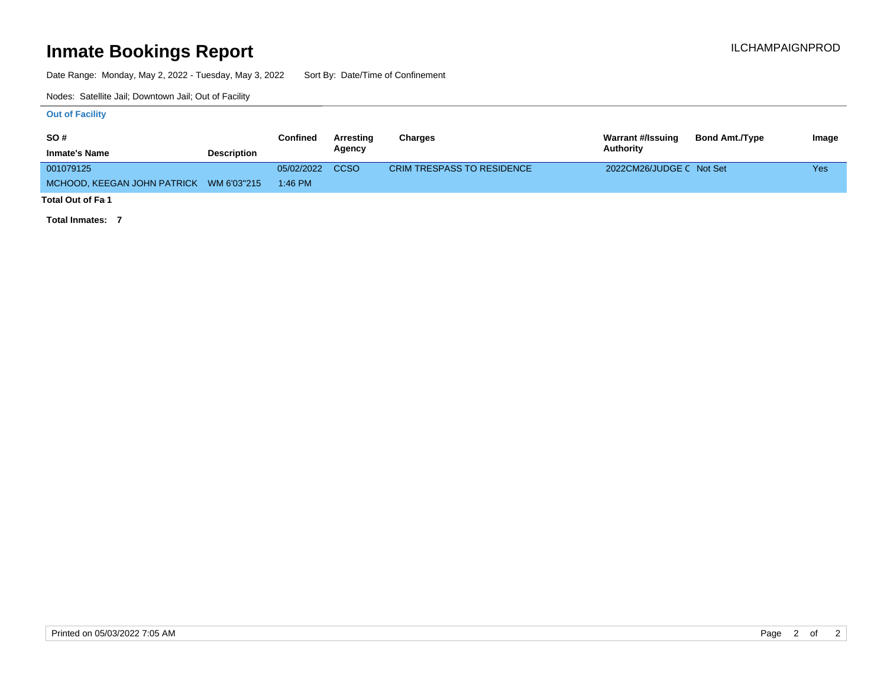# Inmate Bookings Report

ILCHAMPAIGNPROD

Date Range: Monday, May 2, 2022 - Tuesday, May 3, 2022 Sort By: Date/Time of Confinement

Nodes: Satellite Jail; Downtown Jail; Out of Facility

### Out of Facility

| SO # / Inmate's Name | Description | Confined | Arresting Agency | Charges | Warrant #/Issuing Authority | Bond Amt./Type | Image |
|---|---|---|---|---|---|---|---|
| 001079125<br>MCHOOD, KEEGAN JOHN PATRICK | WM 6'03"215 | 05/02/2022<br>1:46 PM | CCSO | CRIM TRESPASS TO RESIDENCE | 2022CM26/JUDGE C | Not Set | Yes |

**Total Out of Fa 1**

**Total Inmates: 7**

Printed on 05/03/2022 7:05 AM